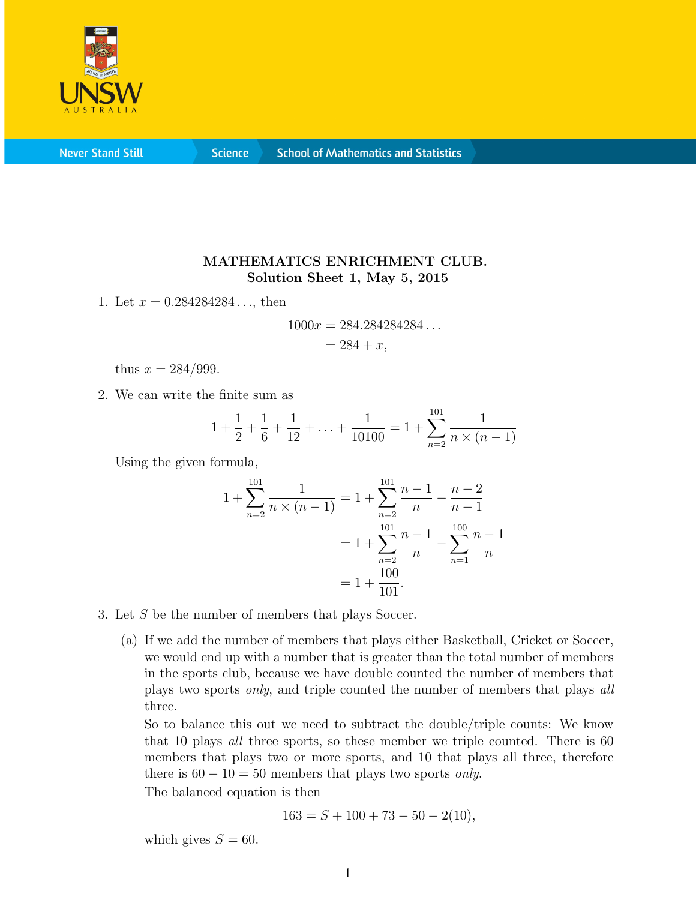**MATHEMATICS ENRICHMENT CLUB.**
**Solution Sheet 1, May 5, 2015**

1. Let $x = 0.284284284\ldots$, then

$$1000x = 284.284284284\ldots$$
$$= 284 + x,$$

thus $x = 284/999$.

2. We can write the finite sum as

$$1 + \frac{1}{2} + \frac{1}{6} + \frac{1}{12} + \ldots + \frac{1}{10100} = 1 + \sum_{n=2}^{101} \frac{1}{n \times (n-1)}$$

Using the given formula,

$$1 + \sum_{n=2}^{101} \frac{1}{n \times (n-1)} = 1 + \sum_{n=2}^{101} \frac{n-1}{n} - \frac{n-2}{n-1}$$
$$= 1 + \sum_{n=2}^{101} \frac{n-1}{n} - \sum_{n=1}^{100} \frac{n-1}{n}$$
$$= 1 + \frac{100}{101}.$$

3. Let $S$ be the number of members that plays Soccer.

   (a) If we add the number of members that plays either Basketball, Cricket or Soccer, we would end up with a number that is greater than the total number of members in the sports club, because we have double counted the number of members that plays two sports *only*, and triple counted the number of members that plays *all* three.

   So to balance this out we need to subtract the double/triple counts: We know that 10 plays *all* three sports, so these member we triple counted. There is 60 members that plays two or more sports, and 10 that plays all three, therefore there is $60 - 10 = 50$ members that plays two sports *only*.

   The balanced equation is then

$$163 = S + 100 + 73 - 50 - 2(10),$$

   which gives $S = 60$.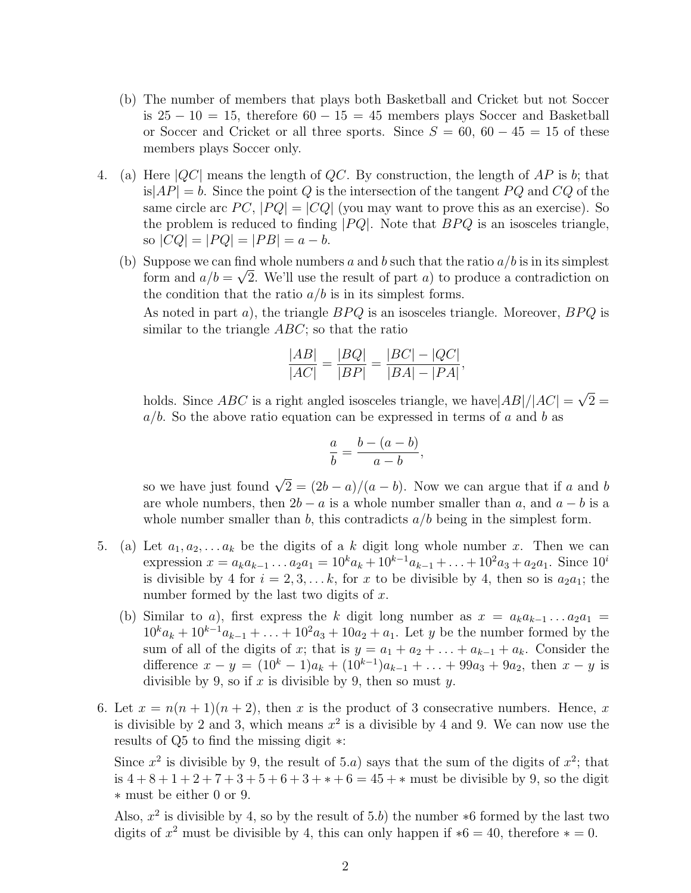(b) The number of members that plays both Basketball and Cricket but not Soccer is $25 - 10 = 15$, therefore $60 - 15 = 45$ members plays Soccer and Basketball or Soccer and Cricket or all three sports. Since $S = 60$, $60 - 45 = 15$ of these members plays Soccer only.

4. (a) Here $|QC|$ means the length of $QC$. By construction, the length of $AP$ is $b$; that is$|AP| = b$. Since the point $Q$ is the intersection of the tangent $PQ$ and $CQ$ of the same circle arc $PC$, $|PQ| = |CQ|$ (you may want to prove this as an exercise). So the problem is reduced to finding $|PQ|$. Note that $BPQ$ is an isosceles triangle, so $|CQ| = |PQ| = |PB| = a - b$.

   (b) Suppose we can find whole numbers $a$ and $b$ such that the ratio $a/b$ is in its simplest form and $a/b = \sqrt{2}$. We'll use the result of part $a$) to produce a contradiction on the condition that the ratio $a/b$ is in its simplest forms.

   As noted in part $a$), the triangle $BPQ$ is an isosceles triangle. Moreover, $BPQ$ is similar to the triangle $ABC$; so that the ratio

$$\frac{|AB|}{|AC|} = \frac{|BQ|}{|BP|} = \frac{|BC| - |QC|}{|BA| - |PA|},$$

   holds. Since $ABC$ is a right angled isosceles triangle, we have$|AB|/|AC| = \sqrt{2} = a/b$. So the above ratio equation can be expressed in terms of $a$ and $b$ as

$$\frac{a}{b} = \frac{b - (a - b)}{a - b},$$

   so we have just found $\sqrt{2} = (2b - a)/(a - b)$. Now we can argue that if $a$ and $b$ are whole numbers, then $2b - a$ is a whole number smaller than $a$, and $a - b$ is a whole number smaller than $b$, this contradicts $a/b$ being in the simplest form.

5. (a) Let $a_1, a_2, \ldots a_k$ be the digits of a $k$ digit long whole number $x$. Then we can expression $x = a_k a_{k-1} \ldots a_2 a_1 = 10^k a_k + 10^{k-1} a_{k-1} + \ldots + 10^2 a_3 + a_2 a_1$. Since $10^i$ is divisible by 4 for $i = 2, 3, \ldots k$, for $x$ to be divisible by 4, then so is $a_2 a_1$; the number formed by the last two digits of $x$.

   (b) Similar to $a$), first express the $k$ digit long number as $x = a_k a_{k-1} \ldots a_2 a_1 = 10^k a_k + 10^{k-1} a_{k-1} + \ldots + 10^2 a_3 + 10 a_2 + a_1$. Let $y$ be the number formed by the sum of all of the digits of $x$; that is $y = a_1 + a_2 + \ldots + a_{k-1} + a_k$. Consider the difference $x - y = (10^k - 1) a_k + (10^{k-1}) a_{k-1} + \ldots + 99 a_3 + 9 a_2$, then $x - y$ is divisible by 9, so if $x$ is divisible by 9, then so must $y$.

6. Let $x = n(n+1)(n+2)$, then $x$ is the product of 3 consecrative numbers. Hence, $x$ is divisible by 2 and 3, which means $x^2$ is a divisible by 4 and 9. We can now use the results of Q5 to find the missing digit $*$:

   Since $x^2$ is divisible by 9, the result of 5.$a$) says that the sum of the digits of $x^2$; that is $4 + 8 + 1 + 2 + 7 + 3 + 5 + 6 + 3 + * + 6 = 45 + *$ must be divisible by 9, so the digit $*$ must be either 0 or 9.

   Also, $x^2$ is divisible by 4, so by the result of 5.$b$) the number $*6$ formed by the last two digits of $x^2$ must be divisible by 4, this can only happen if $*6 = 40$, therefore $* = 0$.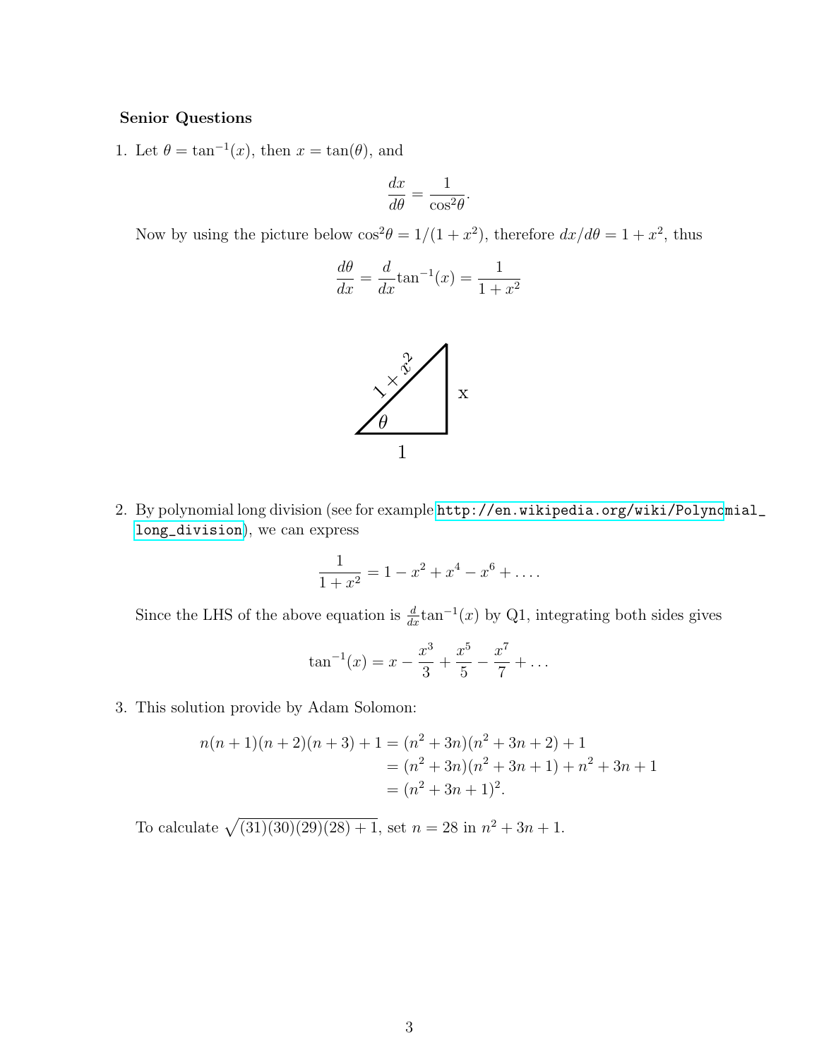**Senior Questions**

1. Let $\theta = \tan^{-1}(x)$, then $x = \tan(\theta)$, and

$$\frac{dx}{d\theta} = \frac{1}{\cos^2\theta}.$$

Now by using the picture below $\cos^2\theta = 1/(1+x^2)$, therefore $dx/d\theta = 1 + x^2$, thus

$$\frac{d\theta}{dx} = \frac{d}{dx}\tan^{-1}(x) = \frac{1}{1+x^2}$$

1 × x2

x

$\theta$

1

2. By polynomial long division (see for example http://en.wikipedia.org/wiki/Polynomial_long_division), we can express

$$\frac{1}{1+x^2} = 1 - x^2 + x^4 - x^6 + \ldots.$$

Since the LHS of the above equation is $\frac{d}{dx}\tan^{-1}(x)$ by Q1, integrating both sides gives

$$\tan^{-1}(x) = x - \frac{x^3}{3} + \frac{x^5}{5} - \frac{x^7}{7} + \ldots$$

3. This solution provide by Adam Solomon:

$$\begin{aligned} n(n+1)(n+2)(n+3)+1 &= (n^2+3n)(n^2+3n+2)+1 \\ &= (n^2+3n)(n^2+3n+1) + n^2 + 3n + 1 \\ &= (n^2+3n+1)^2. \end{aligned}$$

To calculate $\sqrt{(31)(30)(29)(28)+1}$, set $n = 28$ in $n^2 + 3n + 1$.